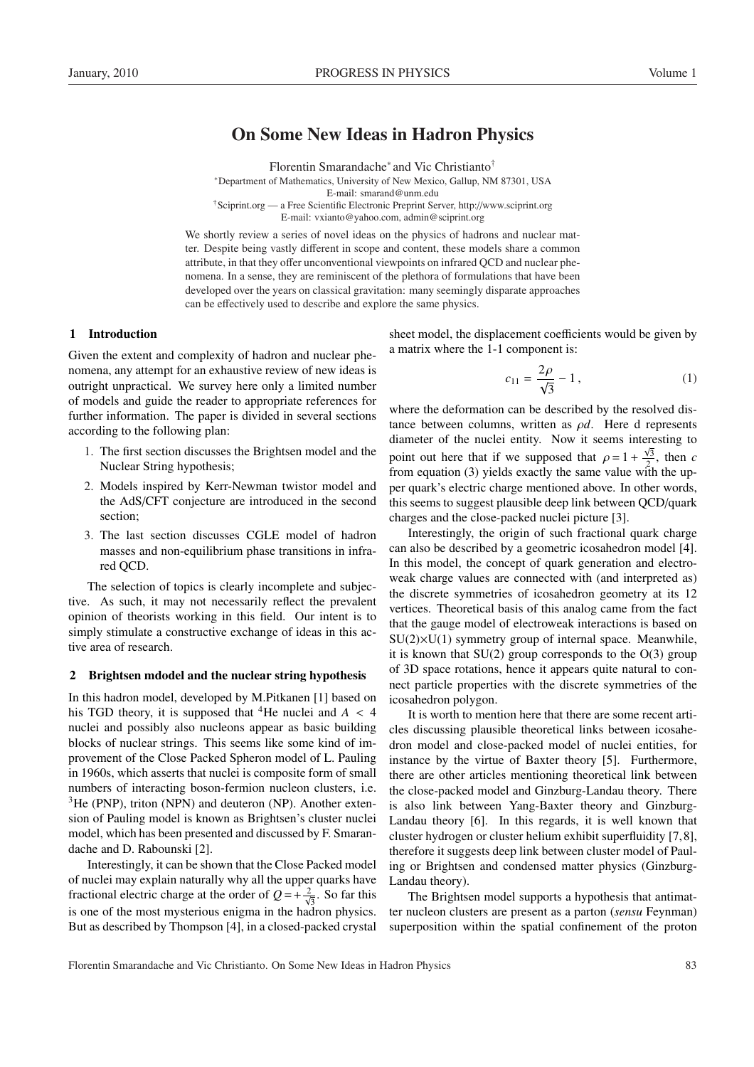# On Some New Ideas in Hadron Physics

Florentin Smarandache* and Vic Christianto†

*Department of Mathematics, University of New Mexico, Gallup, NM 87301, USA
E-mail: smarand@unm.edu

†Sciprint.org — a Free Scientific Electronic Preprint Server, http://www.sciprint.org
E-mail: vxianto@yahoo.com, admin@sciprint.org

We shortly review a series of novel ideas on the physics of hadrons and nuclear matter. Despite being vastly different in scope and content, these models share a common attribute, in that they offer unconventional viewpoints on infrared QCD and nuclear phenomena. In a sense, they are reminiscent of the plethora of formulations that have been developed over the years on classical gravitation: many seemingly disparate approaches can be effectively used to describe and explore the same physics.

## 1 Introduction

Given the extent and complexity of hadron and nuclear phenomena, any attempt for an exhaustive review of new ideas is outright unpractical. We survey here only a limited number of models and guide the reader to appropriate references for further information. The paper is divided in several sections according to the following plan:

1. The first section discusses the Brightsen model and the Nuclear String hypothesis;
2. Models inspired by Kerr-Newman twistor model and the AdS/CFT conjecture are introduced in the second section;
3. The last section discusses CGLE model of hadron masses and non-equilibrium phase transitions in infrared QCD.

The selection of topics is clearly incomplete and subjective. As such, it may not necessarily reflect the prevalent opinion of theorists working in this field. Our intent is to simply stimulate a constructive exchange of ideas in this active area of research.

## 2 Brightsen mdodel and the nuclear string hypothesis

In this hadron model, developed by M.Pitkanen [1] based on his TGD theory, it is supposed that $^4$He nuclei and $A < 4$ nuclei and possibly also nucleons appear as basic building blocks of nuclear strings. This seems like some kind of improvement of the Close Packed Spheron model of L. Pauling in 1960s, which asserts that nuclei is composite form of small numbers of interacting boson-fermion nucleon clusters, i.e. $^3$He (PNP), triton (NPN) and deuteron (NP). Another extension of Pauling model is known as Brightsen's cluster nuclei model, which has been presented and discussed by F. Smarandache and D. Rabounski [2].

Interestingly, it can be shown that the Close Packed model of nuclei may explain naturally why all the upper quarks have fractional electric charge at the order of $Q = +\frac{2}{\sqrt{3}}$. So far this is one of the most mysterious enigma in the hadron physics. But as described by Thompson [4], in a closed-packed crystal sheet model, the displacement coefficients would be given by a matrix where the 1-1 component is:

$$c_{11} = \frac{2\rho}{\sqrt{3}} - 1\,, \tag{1}$$

where the deformation can be described by the resolved distance between columns, written as $\rho d$. Here d represents diameter of the nuclei entity. Now it seems interesting to point out here that if we supposed that $\rho = 1 + \frac{\sqrt{3}}{2}$, then $c$ from equation (3) yields exactly the same value with the upper quark's electric charge mentioned above. In other words, this seems to suggest plausible deep link between QCD/quark charges and the close-packed nuclei picture [3].

Interestingly, the origin of such fractional quark charge can also be described by a geometric icosahedron model [4]. In this model, the concept of quark generation and electroweak charge values are connected with (and interpreted as) the discrete symmetries of icosahedron geometry at its 12 vertices. Theoretical basis of this analog came from the fact that the gauge model of electroweak interactions is based on SU(2)×U(1) symmetry group of internal space. Meanwhile, it is known that SU(2) group corresponds to the O(3) group of 3D space rotations, hence it appears quite natural to connect particle properties with the discrete symmetries of the icosahedron polygon.

It is worth to mention here that there are some recent articles discussing plausible theoretical links between icosahedron model and close-packed model of nuclei entities, for instance by the virtue of Baxter theory [5]. Furthermore, there are other articles mentioning theoretical link between the close-packed model and Ginzburg-Landau theory. There is also link between Yang-Baxter theory and Ginzburg-Landau theory [6]. In this regards, it is well known that cluster hydrogen or cluster helium exhibit superfluidity [7, 8], therefore it suggests deep link between cluster model of Pauling or Brightsen and condensed matter physics (Ginzburg-Landau theory).

The Brightsen model supports a hypothesis that antimatter nucleon clusters are present as a parton (*sensu* Feynman) superposition within the spatial confinement of the proton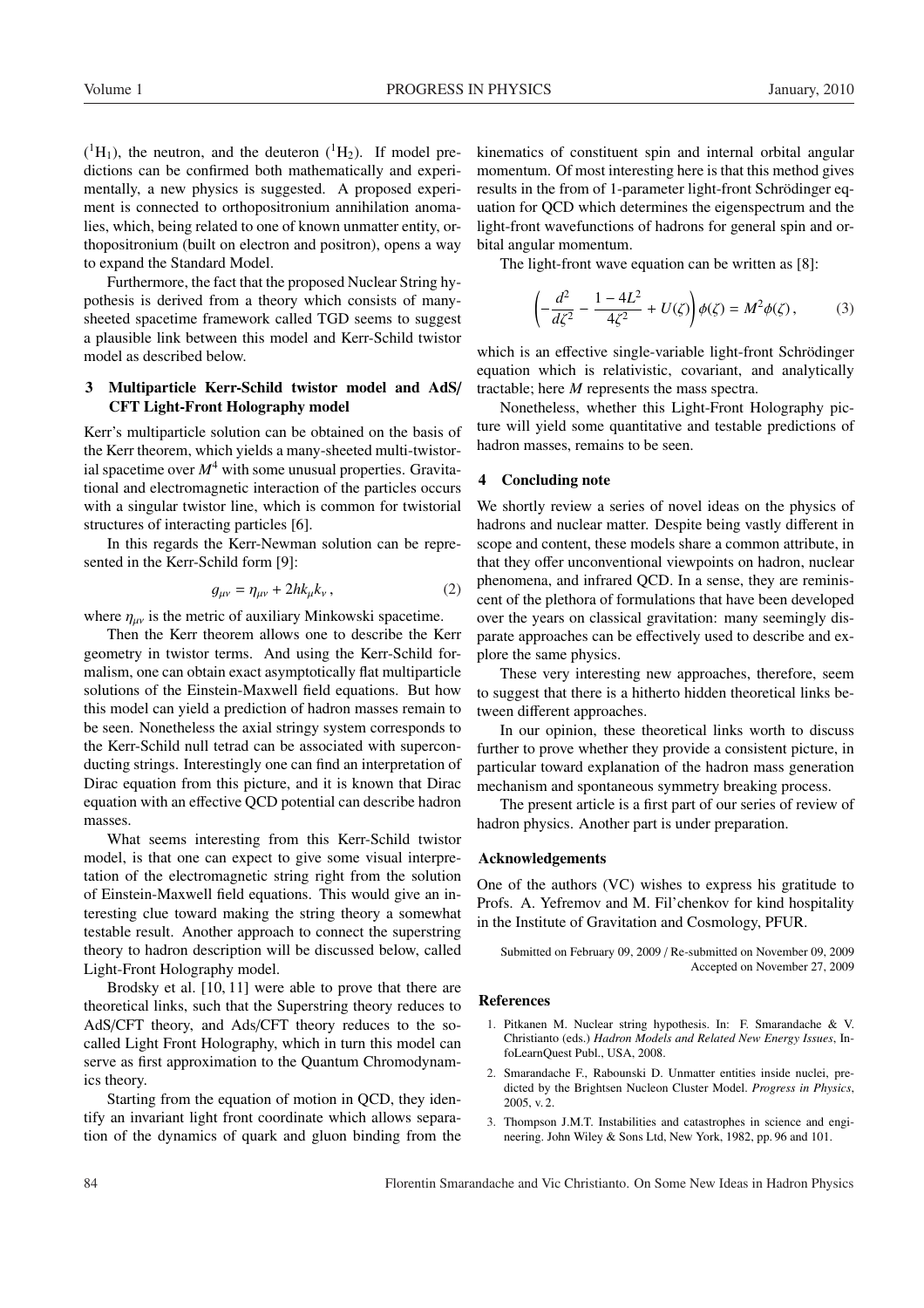($^1H_1$), the neutron, and the deuteron ($^1H_2$). If model predictions can be confirmed both mathematically and experimentally, a new physics is suggested. A proposed experiment is connected to orthopositronium annihilation anomalies, which, being related to one of known unmatter entity, orthopositronium (built on electron and positron), opens a way to expand the Standard Model.

Furthermore, the fact that the proposed Nuclear String hypothesis is derived from a theory which consists of many-sheeted spacetime framework called TGD seems to suggest a plausible link between this model and Kerr-Schild twistor model as described below.

## 3 Multiparticle Kerr-Schild twistor model and AdS/CFT Light-Front Holography model

Kerr's multiparticle solution can be obtained on the basis of the Kerr theorem, which yields a many-sheeted multi-twistorial spacetime over $M^4$ with some unusual properties. Gravitational and electromagnetic interaction of the particles occurs with a singular twistor line, which is common for twistorial structures of interacting particles [6].

In this regards the Kerr-Newman solution can be represented in the Kerr-Schild form [9]:

$$g_{\mu\nu} = \eta_{\mu\nu} + 2hk_\mu k_\nu \,, \tag{2}$$

where $\eta_{\mu\nu}$ is the metric of auxiliary Minkowski spacetime.

Then the Kerr theorem allows one to describe the Kerr geometry in twistor terms. And using the Kerr-Schild formalism, one can obtain exact asymptotically flat multiparticle solutions of the Einstein-Maxwell field equations. But how this model can yield a prediction of hadron masses remain to be seen. Nonetheless the axial stringy system corresponds to the Kerr-Schild null tetrad can be associated with superconducting strings. Interestingly one can find an interpretation of Dirac equation from this picture, and it is known that Dirac equation with an effective QCD potential can describe hadron masses.

What seems interesting from this Kerr-Schild twistor model, is that one can expect to give some visual interpretation of the electromagnetic string right from the solution of Einstein-Maxwell field equations. This would give an interesting clue toward making the string theory a somewhat testable result. Another approach to connect the superstring theory to hadron description will be discussed below, called Light-Front Holography model.

Brodsky et al. [10, 11] were able to prove that there are theoretical links, such that the Superstring theory reduces to AdS/CFT theory, and Ads/CFT theory reduces to the so-called Light Front Holography, which in turn this model can serve as first approximation to the Quantum Chromodynamics theory.

Starting from the equation of motion in QCD, they identify an invariant light front coordinate which allows separation of the dynamics of quark and gluon binding from the kinematics of constituent spin and internal orbital angular momentum. Of most interesting here is that this method gives results in the from of 1-parameter light-front Schrödinger equation for QCD which determines the eigenspectrum and the light-front wavefunctions of hadrons for general spin and orbital angular momentum.

The light-front wave equation can be written as [8]:

$$\left(-\frac{d^2}{d\zeta^2} - \frac{1-4L^2}{4\zeta^2} + U(\zeta)\right)\phi(\zeta) = M^2\phi(\zeta)\,, \tag{3}$$

which is an effective single-variable light-front Schrödinger equation which is relativistic, covariant, and analytically tractable; here $M$ represents the mass spectra.

Nonetheless, whether this Light-Front Holography picture will yield some quantitative and testable predictions of hadron masses, remains to be seen.

## 4 Concluding note

We shortly review a series of novel ideas on the physics of hadrons and nuclear matter. Despite being vastly different in scope and content, these models share a common attribute, in that they offer unconventional viewpoints on hadron, nuclear phenomena, and infrared QCD. In a sense, they are reminiscent of the plethora of formulations that have been developed over the years on classical gravitation: many seemingly disparate approaches can be effectively used to describe and explore the same physics.

These very interesting new approaches, therefore, seem to suggest that there is a hitherto hidden theoretical links between different approaches.

In our opinion, these theoretical links worth to discuss further to prove whether they provide a consistent picture, in particular toward explanation of the hadron mass generation mechanism and spontaneous symmetry breaking process.

The present article is a first part of our series of review of hadron physics. Another part is under preparation.

### Acknowledgements

One of the authors (VC) wishes to express his gratitude to Profs. A. Yefremov and M. Fil'chenkov for kind hospitality in the Institute of Gravitation and Cosmology, PFUR.

Submitted on February 09, 2009 / Re-submitted on November 09, 2009
Accepted on November 27, 2009

### References

1. Pitkanen M. Nuclear string hypothesis. In: F. Smarandache & V. Christianto (eds.) *Hadron Models and Related New Energy Issues*, InfoLearnQuest Publ., USA, 2008.
2. Smarandache F., Rabounski D. Unmatter entities inside nuclei, predicted by the Brightsen Nucleon Cluster Model. *Progress in Physics*, 2005, v. 2.
3. Thompson J.M.T. Instabilities and catastrophes in science and engineering. John Wiley & Sons Ltd, New York, 1982, pp. 96 and 101.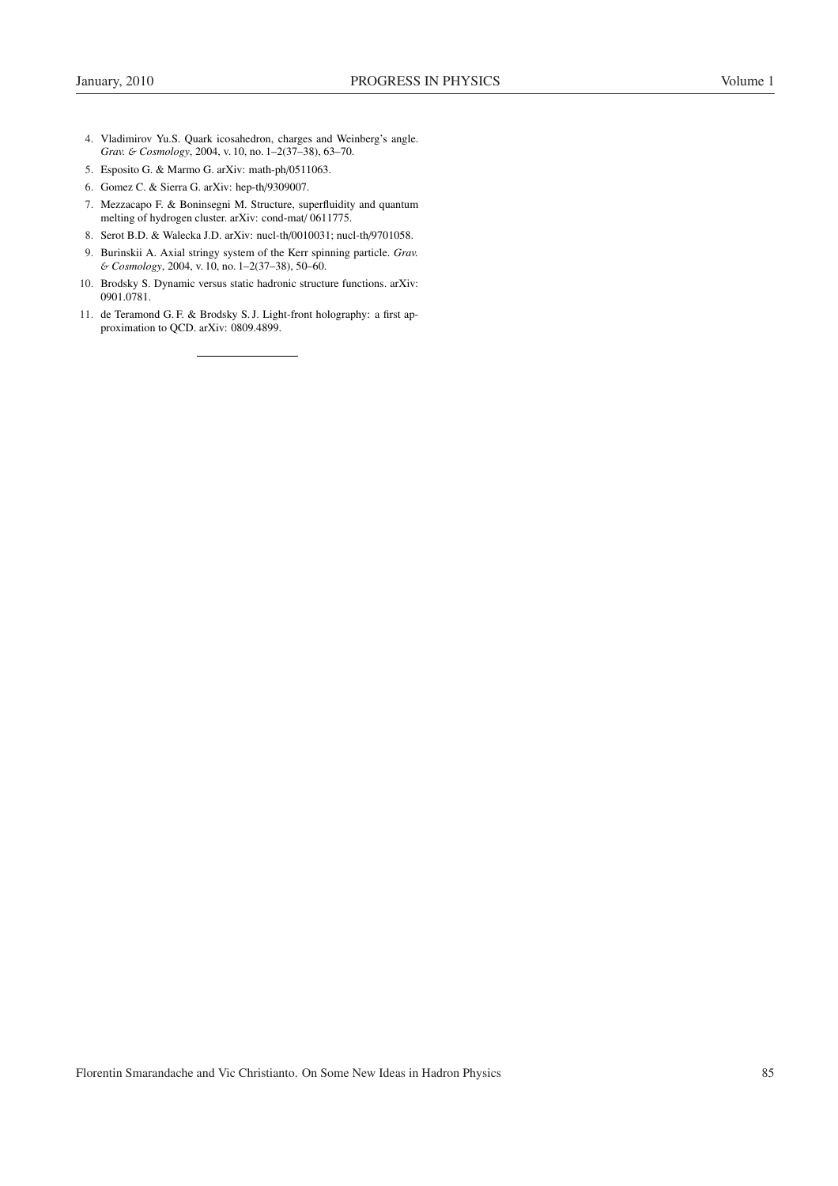4. Vladimirov Yu.S. Quark icosahedron, charges and Weinberg's angle. *Grav. & Cosmology*, 2004, v. 10, no. 1–2(37–38), 63–70.
5. Esposito G. & Marmo G. arXiv: math-ph/0511063.
6. Gomez C. & Sierra G. arXiv: hep-th/9309007.
7. Mezzacapo F. & Boninsegni M. Structure, superfluidity and quantum melting of hydrogen cluster. arXiv: cond-mat/ 0611775.
8. Serot B.D. & Walecka J.D. arXiv: nucl-th/0010031; nucl-th/9701058.
9. Burinskii A. Axial stringy system of the Kerr spinning particle. *Grav. & Cosmology*, 2004, v. 10, no. 1–2(37–38), 50–60.
10. Brodsky S. Dynamic versus static hadronic structure functions. arXiv: 0901.0781.
11. de Teramond G. F. & Brodsky S. J. Light-front holography: a first approximation to QCD. arXiv: 0809.4899.